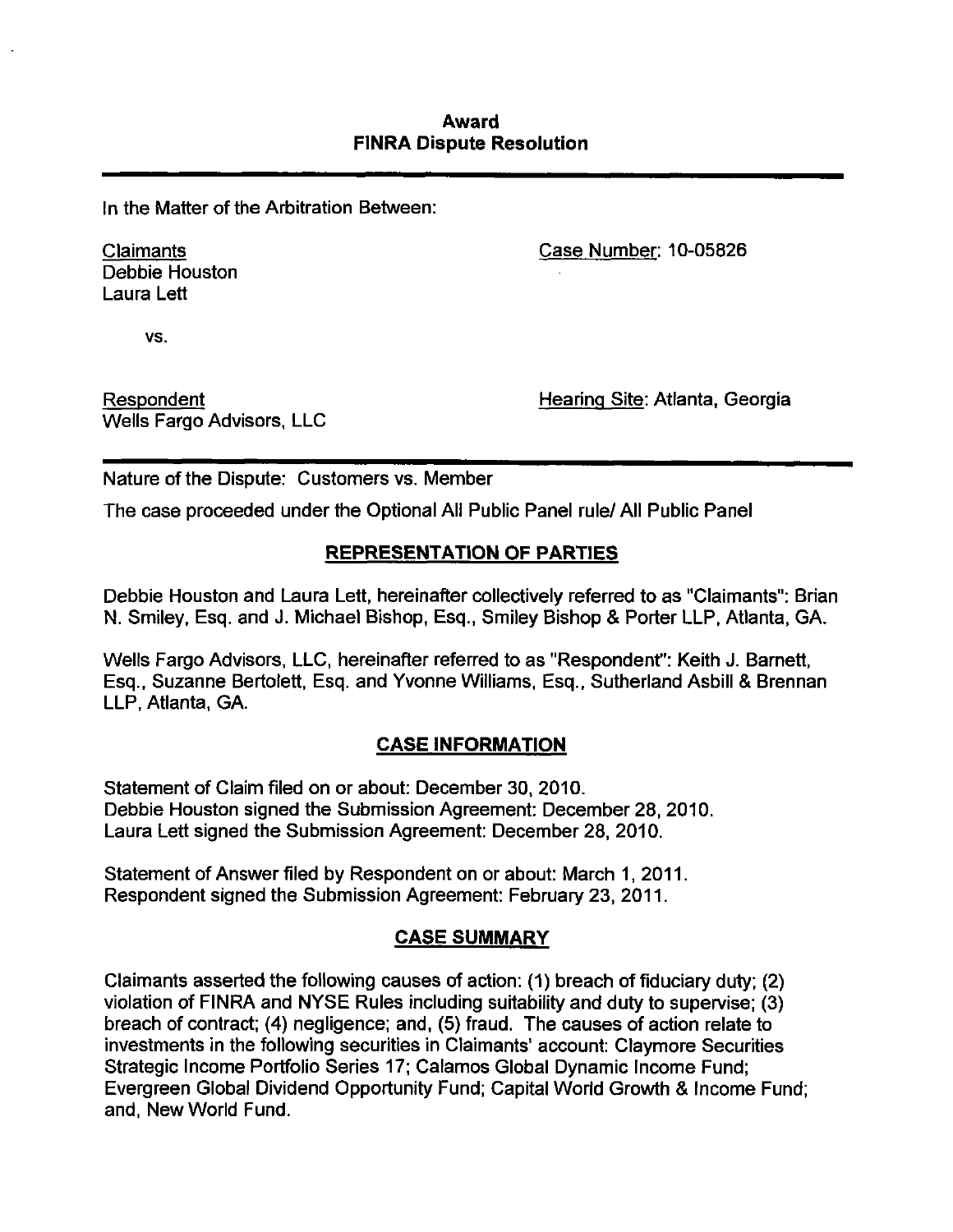# Award
# FINRA Dispute Resolution

---

In the Matter of the Arbitration Between:

Claimants
Debbie Houston
Laura Lett

Case Number: 10-05826

vs.

Respondent
Wells Fargo Advisors, LLC

Hearing Site: Atlanta, Georgia

---

Nature of the Dispute: Customers vs. Member

The case proceeded under the Optional All Public Panel rule/ All Public Panel

## REPRESENTATION OF PARTIES

Debbie Houston and Laura Lett, hereinafter collectively referred to as "Claimants": Brian N. Smiley, Esq. and J. Michael Bishop, Esq., Smiley Bishop & Porter LLP, Atlanta, GA.

Wells Fargo Advisors, LLC, hereinafter referred to as "Respondent": Keith J. Barnett, Esq., Suzanne Bertolett, Esq. and Yvonne Williams, Esq., Sutherland Asbill & Brennan LLP, Atlanta, GA.

## CASE INFORMATION

Statement of Claim filed on or about: December 30, 2010.
Debbie Houston signed the Submission Agreement: December 28, 2010.
Laura Lett signed the Submission Agreement: December 28, 2010.

Statement of Answer filed by Respondent on or about: March 1, 2011.
Respondent signed the Submission Agreement: February 23, 2011.

## CASE SUMMARY

Claimants asserted the following causes of action: (1) breach of fiduciary duty; (2) violation of FINRA and NYSE Rules including suitability and duty to supervise; (3) breach of contract; (4) negligence; and, (5) fraud. The causes of action relate to investments in the following securities in Claimants' account: Claymore Securities Strategic Income Portfolio Series 17; Calamos Global Dynamic Income Fund; Evergreen Global Dividend Opportunity Fund; Capital World Growth & Income Fund; and, New World Fund.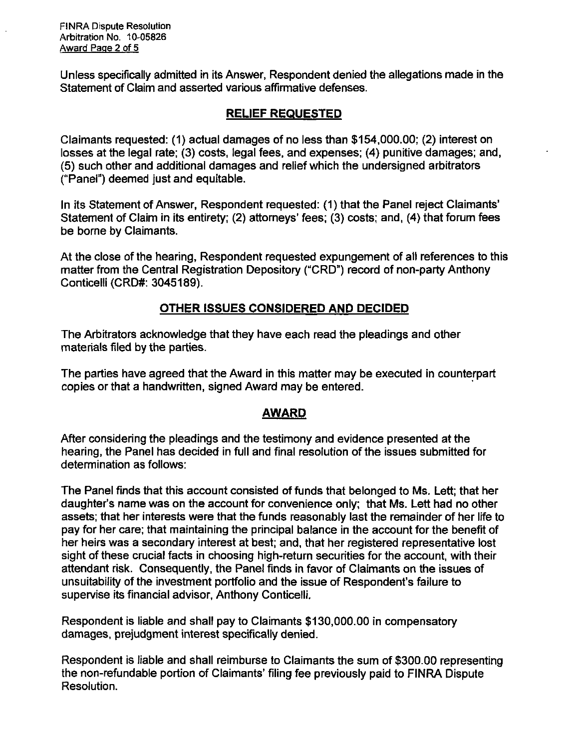Unless specifically admitted in its Answer, Respondent denied the allegations made in the Statement of Claim and asserted various affirmative defenses.

## RELIEF REQUESTED

Claimants requested: (1) actual damages of no less than $154,000.00; (2) interest on losses at the legal rate; (3) costs, legal fees, and expenses; (4) punitive damages; and, (5) such other and additional damages and relief which the undersigned arbitrators ("Panel") deemed just and equitable.

In its Statement of Answer, Respondent requested: (1) that the Panel reject Claimants' Statement of Claim in its entirety; (2) attorneys' fees; (3) costs; and, (4) that forum fees be borne by Claimants.

At the close of the hearing, Respondent requested expungement of all references to this matter from the Central Registration Depository ("CRD") record of non-party Anthony Conticelli (CRD#: 3045189).

## OTHER ISSUES CONSIDERED AND DECIDED

The Arbitrators acknowledge that they have each read the pleadings and other materials filed by the parties.

The parties have agreed that the Award in this matter may be executed in counterpart copies or that a handwritten, signed Award may be entered.

## AWARD

After considering the pleadings and the testimony and evidence presented at the hearing, the Panel has decided in full and final resolution of the issues submitted for determination as follows:

The Panel finds that this account consisted of funds that belonged to Ms. Lett; that her daughter's name was on the account for convenience only; that Ms. Lett had no other assets; that her interests were that the funds reasonably last the remainder of her life to pay for her care; that maintaining the principal balance in the account for the benefit of her heirs was a secondary interest at best; and, that her registered representative lost sight of these crucial facts in choosing high-return securities for the account, with their attendant risk. Consequently, the Panel finds in favor of Claimants on the issues of unsuitability of the investment portfolio and the issue of Respondent's failure to supervise its financial advisor, Anthony Conticelli.

Respondent is liable and shall pay to Claimants $130,000.00 in compensatory damages, prejudgment interest specifically denied.

Respondent is liable and shall reimburse to Claimants the sum of $300.00 representing the non-refundable portion of Claimants' filing fee previously paid to FINRA Dispute Resolution.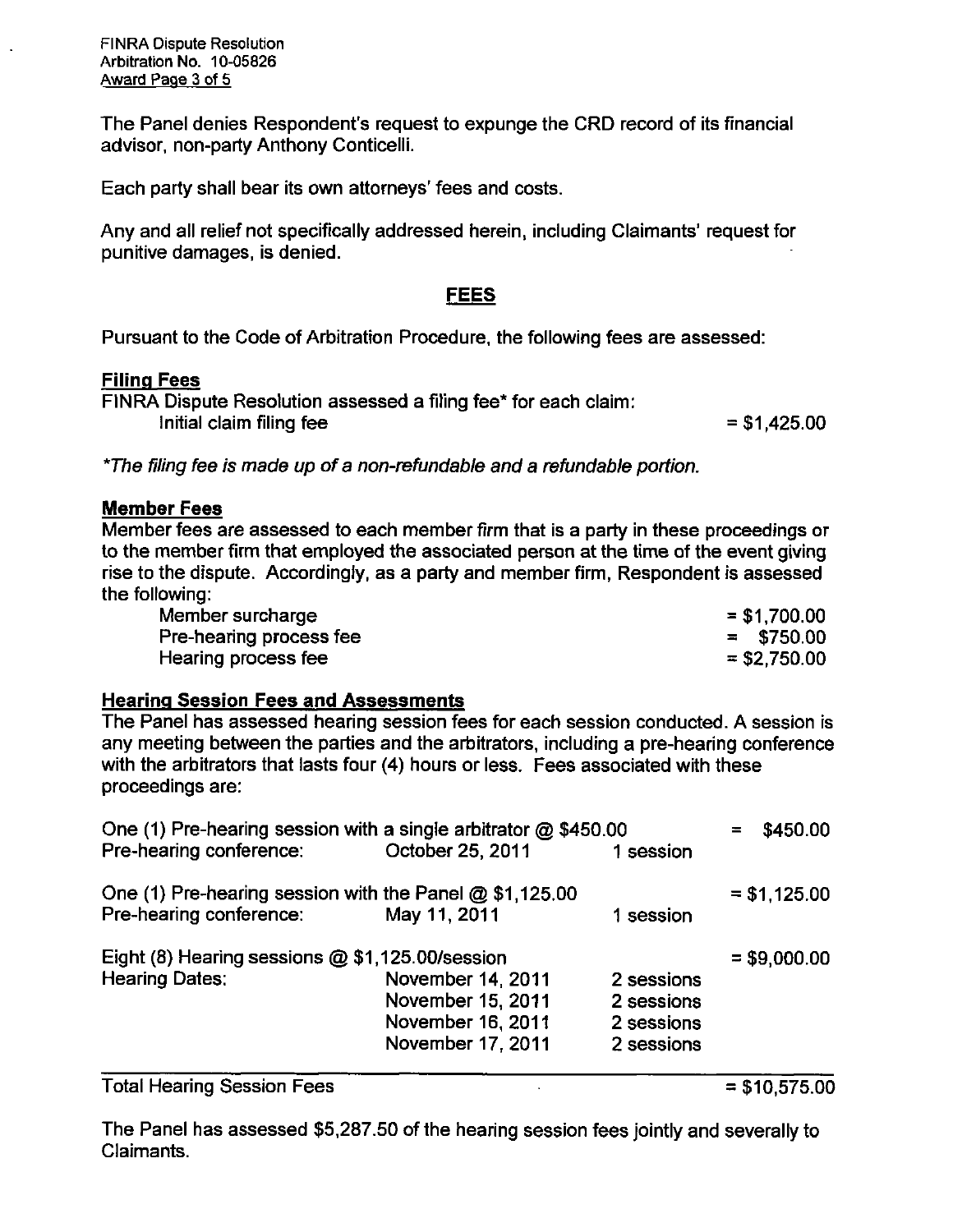The Panel denies Respondent's request to expunge the CRD record of its financial advisor, non-party Anthony Conticelli.

Each party shall bear its own attorneys' fees and costs.

Any and all relief not specifically addressed herein, including Claimants' request for punitive damages, is denied.

## FEES

Pursuant to the Code of Arbitration Procedure, the following fees are assessed:

### Filing Fees

FINRA Dispute Resolution assessed a filing fee* for each claim:

| | |
|---|---|
| Initial claim filing fee | = $1,425.00 |

*The filing fee is made up of a non-refundable and a refundable portion.*

### Member Fees

Member fees are assessed to each member firm that is a party in these proceedings or to the member firm that employed the associated person at the time of the event giving rise to the dispute. Accordingly, as a party and member firm, Respondent is assessed the following:

| | |
|---|---|
| Member surcharge | = $1,700.00 |
| Pre-hearing process fee | = $750.00 |
| Hearing process fee | = $2,750.00 |

### Hearing Session Fees and Assessments

The Panel has assessed hearing session fees for each session conducted. A session is any meeting between the parties and the arbitrators, including a pre-hearing conference with the arbitrators that lasts four (4) hours or less. Fees associated with these proceedings are:

| | | | |
|---|---|---|---|
| One (1) Pre-hearing session with a single arbitrator @ $450.00 | | | = $450.00 |
| Pre-hearing conference: | October 25, 2011 | 1 session | |
| One (1) Pre-hearing session with the Panel @ $1,125.00 | | | = $1,125.00 |
| Pre-hearing conference: | May 11, 2011 | 1 session | |
| Eight (8) Hearing sessions @ $1,125.00/session | | | = $9,000.00 |
| Hearing Dates: | November 14, 2011 | 2 sessions | |
| | November 15, 2011 | 2 sessions | |
| | November 16, 2011 | 2 sessions | |
| | November 17, 2011 | 2 sessions | |
| Total Hearing Session Fees | | | = $10,575.00 |

The Panel has assessed $5,287.50 of the hearing session fees jointly and severally to Claimants.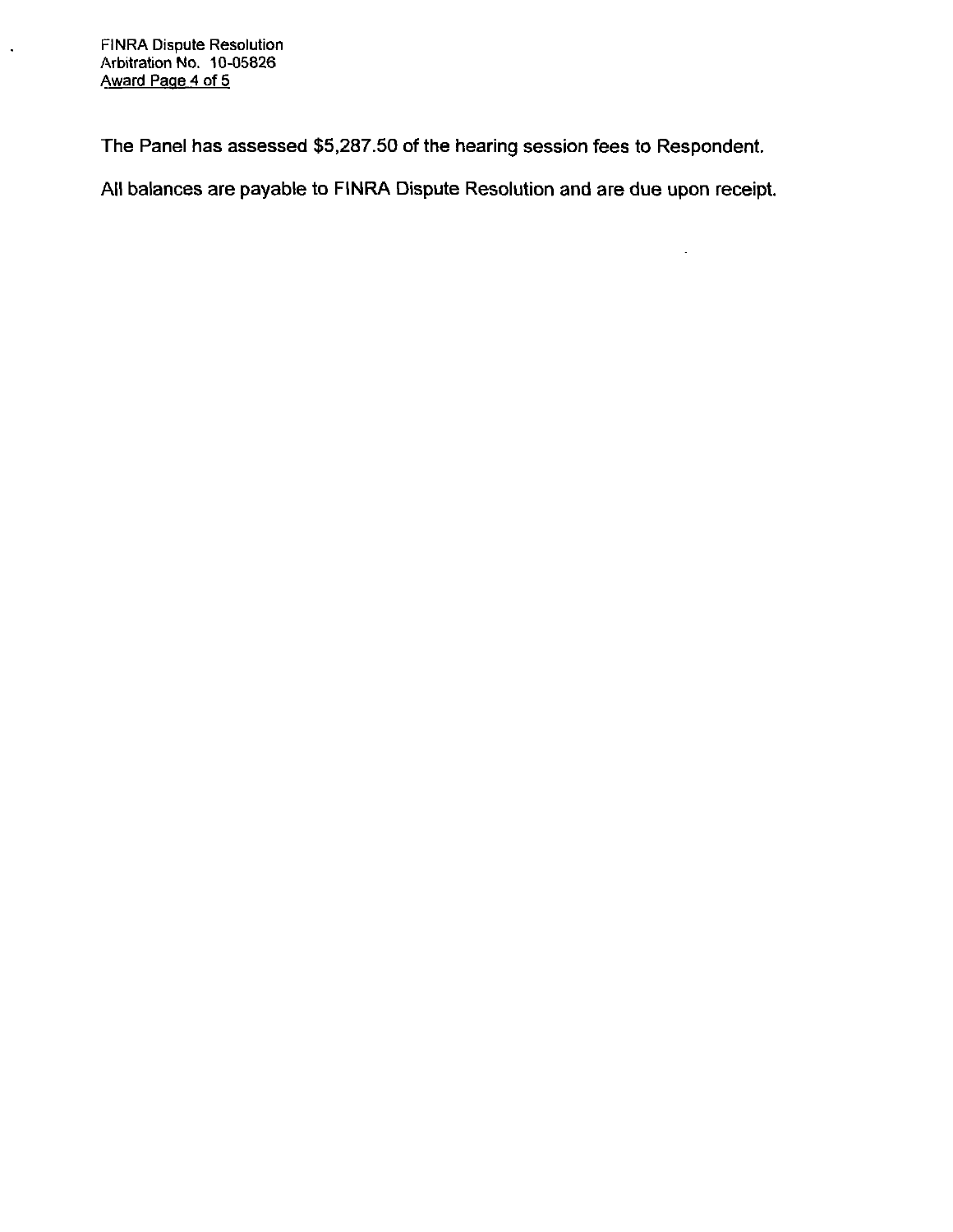The Panel has assessed $5,287.50 of the hearing session fees to Respondent.

All balances are payable to FINRA Dispute Resolution and are due upon receipt.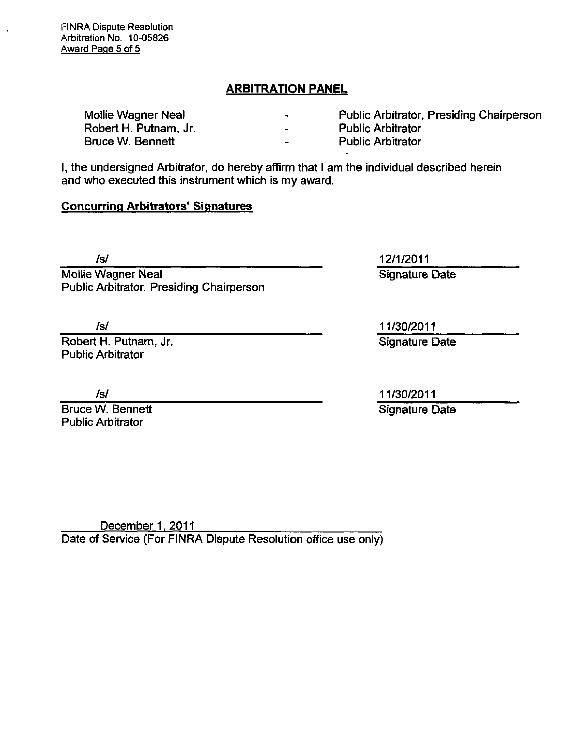## ARBITRATION PANEL

| | | |
|---|---|---|
| Mollie Wagner Neal | - | Public Arbitrator, Presiding Chairperson |
| Robert H. Putnam, Jr. | - | Public Arbitrator |
| Bruce W. Bennett | - | Public Arbitrator |

I, the undersigned Arbitrator, do hereby affirm that I am the individual described herein and who executed this instrument which is my award.

**Concurring Arbitrators' Signatures**

/s/
Mollie Wagner Neal
Public Arbitrator, Presiding Chairperson

12/1/2011
Signature Date

/s/
Robert H. Putnam, Jr.
Public Arbitrator

11/30/2011
Signature Date

/s/
Bruce W. Bennett
Public Arbitrator

11/30/2011
Signature Date

December 1, 2011
Date of Service (For FINRA Dispute Resolution office use only)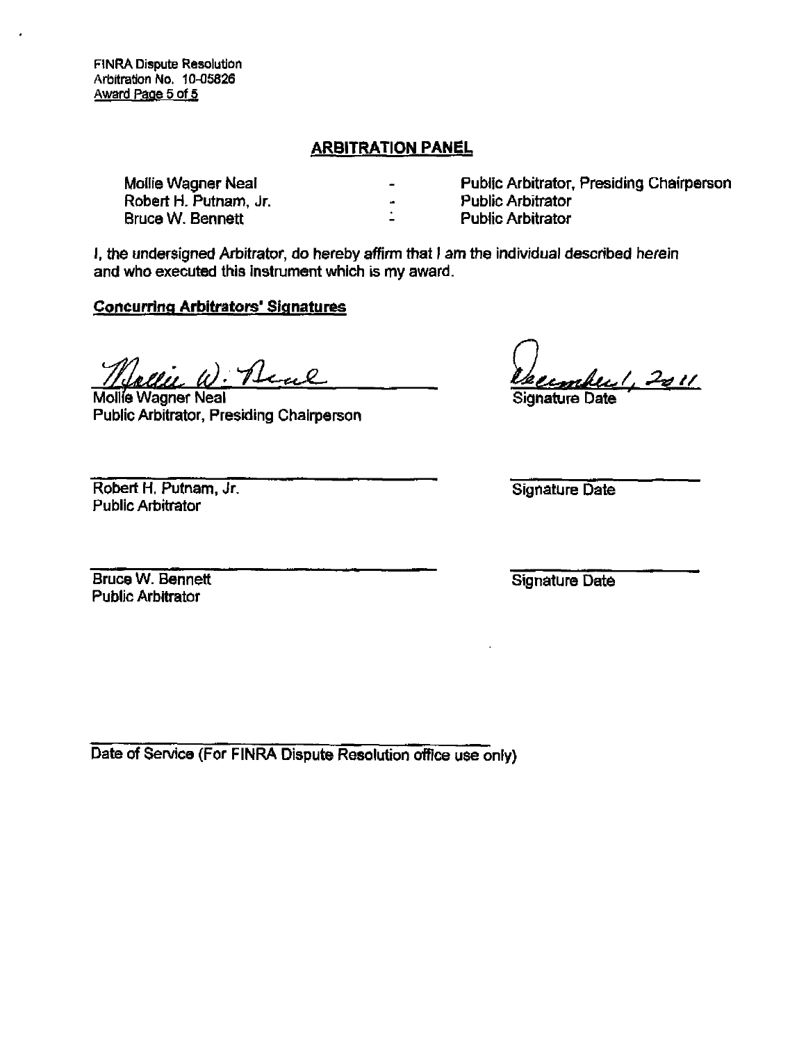FINRA Dispute Resolution
Arbitration No. 10-05826
Award Page 5 of 5

## ARBITRATION PANEL

| | | |
|---|---|---|
| Mollie Wagner Neal | - | Public Arbitrator, Presiding Chairperson |
| Robert H. Putnam, Jr. | - | Public Arbitrator |
| Bruce W. Bennett | - | Public Arbitrator |

I, the undersigned Arbitrator, do hereby affirm that I am the individual described herein and who executed this instrument which is my award.

**Concurring Arbitrators' Signatures**

Mollie W. Neal
Mollie Wagner Neal
Public Arbitrator, Presiding Chairperson

December 1, 2011
Signature Date

______________________
Robert H. Putnam, Jr.
Public Arbitrator

______________________
Signature Date

______________________
Bruce W. Bennett
Public Arbitrator

______________________
Signature Date

______________________
Date of Service (For FINRA Dispute Resolution office use only)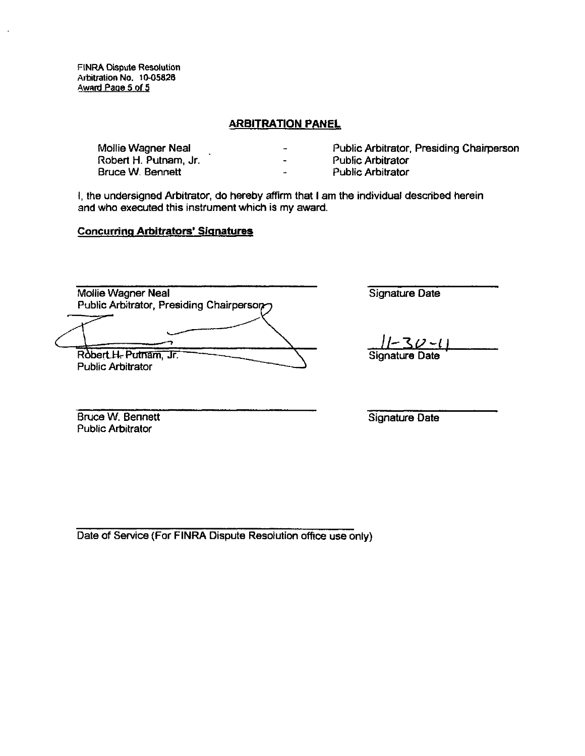## ARBITRATION PANEL

| | | |
|---|---|---|
| Mollie Wagner Neal | - | Public Arbitrator, Presiding Chairperson |
| Robert H. Putnam, Jr. | - | Public Arbitrator |
| Bruce W. Bennett | - | Public Arbitrator |

I, the undersigned Arbitrator, do hereby affirm that I am the individual described herein and who executed this instrument which is my award.

**Concurring Arbitrators' Signatures**

\_\_\_\_\_\_\_\_\_\_\_\_\_\_\_\_\_\_\_\_\_\_\_\_\_\_\_\_\_\_\_\_\_\_\_\_ \_\_\_\_\_\_\_\_\_\_\_\_\_\_\_\_\_\_\_\_
Mollie Wagner Neal — Signature Date
Public Arbitrator, Presiding Chairperson

\_\_\_\_\_\_\_\_\_\_\_\_\_\_\_\_\_\_\_\_\_\_\_\_\_\_\_\_\_\_\_\_\_\_\_\_ 11-30-11
Robert H. Putnam, Jr. — Signature Date
Public Arbitrator

\_\_\_\_\_\_\_\_\_\_\_\_\_\_\_\_\_\_\_\_\_\_\_\_\_\_\_\_\_\_\_\_\_\_\_\_ \_\_\_\_\_\_\_\_\_\_\_\_\_\_\_\_\_\_\_\_
Bruce W. Bennett — Signature Date
Public Arbitrator

\_\_\_\_\_\_\_\_\_\_\_\_\_\_\_\_\_\_\_\_\_\_\_\_\_\_\_\_\_\_\_\_\_\_\_\_
Date of Service (For FINRA Dispute Resolution office use only)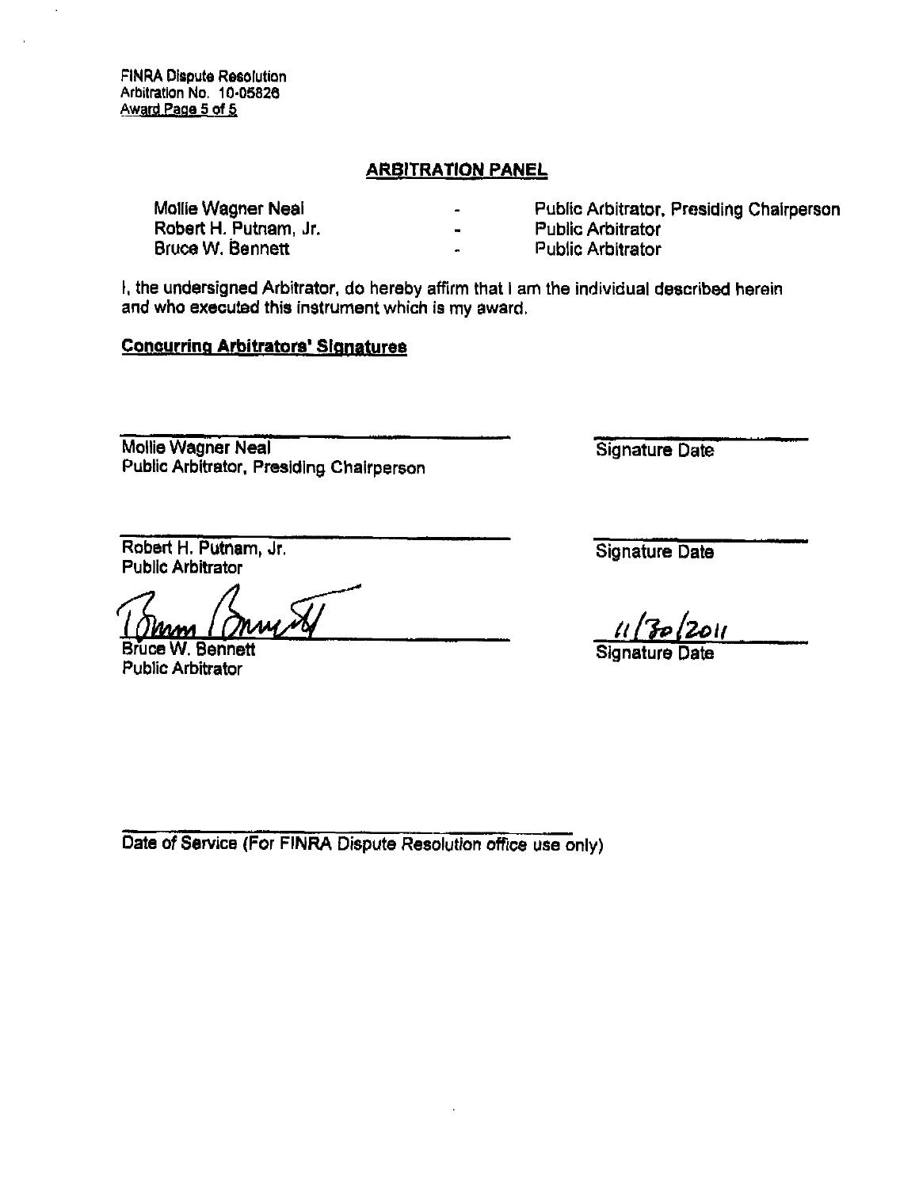## ARBITRATION PANEL

| | | |
|---|---|---|
| Mollie Wagner Neal | - | Public Arbitrator, Presiding Chairperson |
| Robert H. Putnam, Jr. | - | Public Arbitrator |
| Bruce W. Bennett | - | Public Arbitrator |

I, the undersigned Arbitrator, do hereby affirm that I am the individual described herein and who executed this instrument which is my award.

**Concurring Arbitrators' Signatures**

Mollie Wagner Neal
Public Arbitrator, Presiding Chairperson

Signature Date

Robert H. Putnam, Jr.
Public Arbitrator

Signature Date

Bruce W. Bennett
Public Arbitrator

11/30/2011
Signature Date

Date of Service (For FINRA Dispute Resolution office use only)